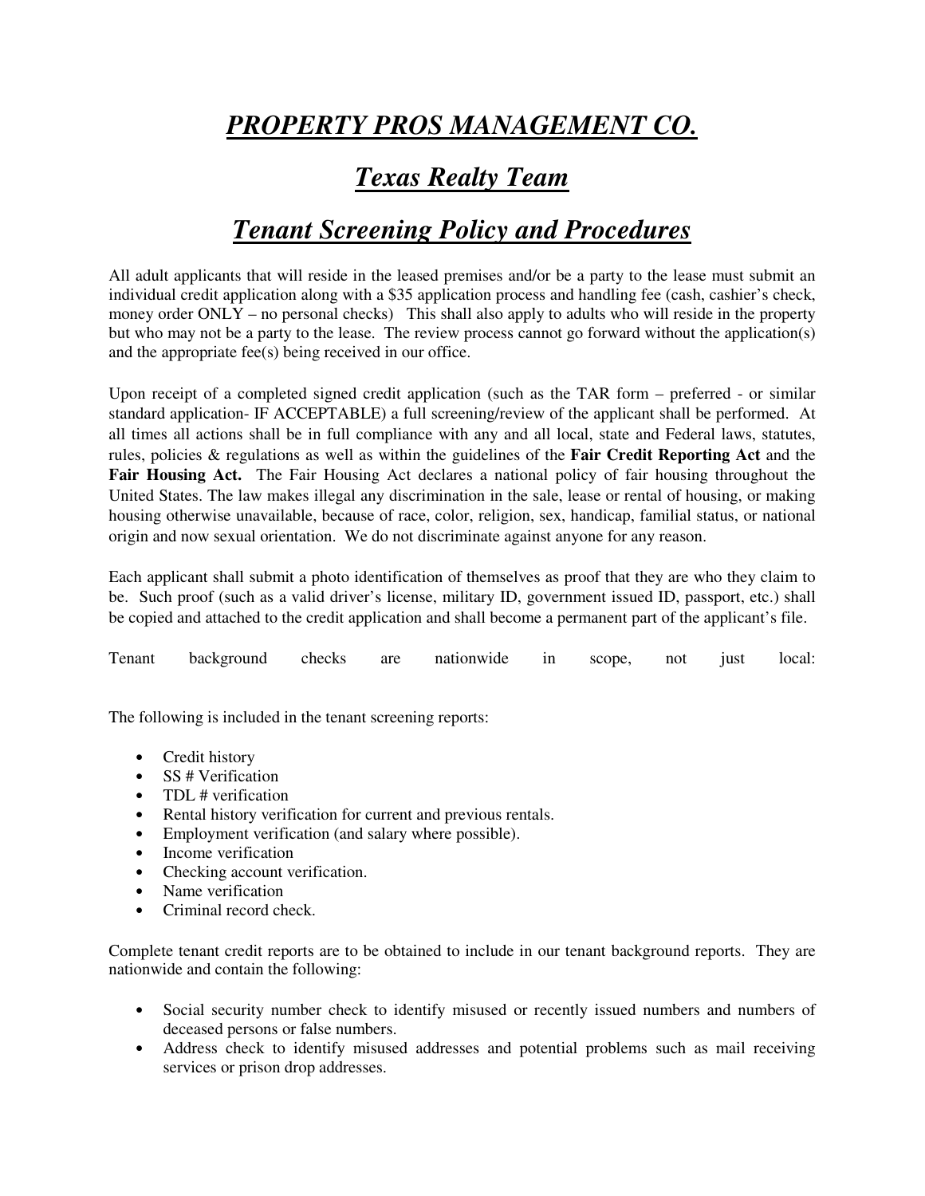# ***PROPERTY PROS MANAGEMENT CO.***

## ***Texas Realty Team***

## ***Tenant Screening Policy and Procedures***

All adult applicants that will reside in the leased premises and/or be a party to the lease must submit an individual credit application along with a $35 application process and handling fee (cash, cashier's check, money order ONLY – no personal checks) This shall also apply to adults who will reside in the property but who may not be a party to the lease. The review process cannot go forward without the application(s) and the appropriate fee(s) being received in our office.

Upon receipt of a completed signed credit application (such as the TAR form – preferred - or similar standard application- IF ACCEPTABLE) a full screening/review of the applicant shall be performed. At all times all actions shall be in full compliance with any and all local, state and Federal laws, statutes, rules, policies & regulations as well as within the guidelines of the **Fair Credit Reporting Act** and the **Fair Housing Act.** The Fair Housing Act declares a national policy of fair housing throughout the United States. The law makes illegal any discrimination in the sale, lease or rental of housing, or making housing otherwise unavailable, because of race, color, religion, sex, handicap, familial status, or national origin and now sexual orientation. We do not discriminate against anyone for any reason.

Each applicant shall submit a photo identification of themselves as proof that they are who they claim to be. Such proof (such as a valid driver's license, military ID, government issued ID, passport, etc.) shall be copied and attached to the credit application and shall become a permanent part of the applicant's file.

Tenant background checks are nationwide in scope, not just local:

The following is included in the tenant screening reports:

- Credit history
- SS # Verification
- TDL # verification
- Rental history verification for current and previous rentals.
- Employment verification (and salary where possible).
- Income verification
- Checking account verification.
- Name verification
- Criminal record check.

Complete tenant credit reports are to be obtained to include in our tenant background reports. They are nationwide and contain the following:

- Social security number check to identify misused or recently issued numbers and numbers of deceased persons or false numbers.
- Address check to identify misused addresses and potential problems such as mail receiving services or prison drop addresses.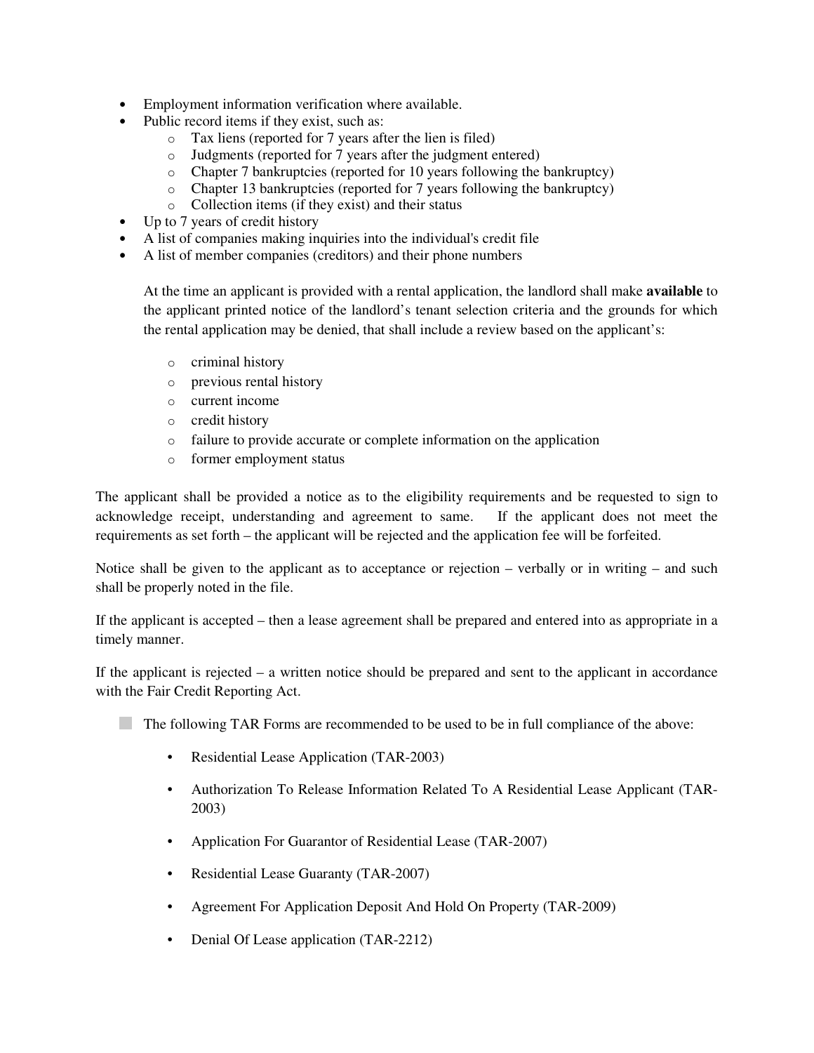- Employment information verification where available.
- Public record items if they exist, such as:
  - Tax liens (reported for 7 years after the lien is filed)
  - Judgments (reported for 7 years after the judgment entered)
  - Chapter 7 bankruptcies (reported for 10 years following the bankruptcy)
  - Chapter 13 bankruptcies (reported for 7 years following the bankruptcy)
  - Collection items (if they exist) and their status
- Up to 7 years of credit history
- A list of companies making inquiries into the individual's credit file
- A list of member companies (creditors) and their phone numbers

  At the time an applicant is provided with a rental application, the landlord shall make **available** to the applicant printed notice of the landlord's tenant selection criteria and the grounds for which the rental application may be denied, that shall include a review based on the applicant's:

  - criminal history
  - previous rental history
  - current income
  - credit history
  - failure to provide accurate or complete information on the application
  - former employment status

The applicant shall be provided a notice as to the eligibility requirements and be requested to sign to acknowledge receipt, understanding and agreement to same. If the applicant does not meet the requirements as set forth – the applicant will be rejected and the application fee will be forfeited.

Notice shall be given to the applicant as to acceptance or rejection – verbally or in writing – and such shall be properly noted in the file.

If the applicant is accepted – then a lease agreement shall be prepared and entered into as appropriate in a timely manner.

If the applicant is rejected – a written notice should be prepared and sent to the applicant in accordance with the Fair Credit Reporting Act.

- The following TAR Forms are recommended to be used to be in full compliance of the above:

  - Residential Lease Application (TAR-2003)
  - Authorization To Release Information Related To A Residential Lease Applicant (TAR-2003)
  - Application For Guarantor of Residential Lease (TAR-2007)
  - Residential Lease Guaranty (TAR-2007)
  - Agreement For Application Deposit And Hold On Property (TAR-2009)
  - Denial Of Lease application (TAR-2212)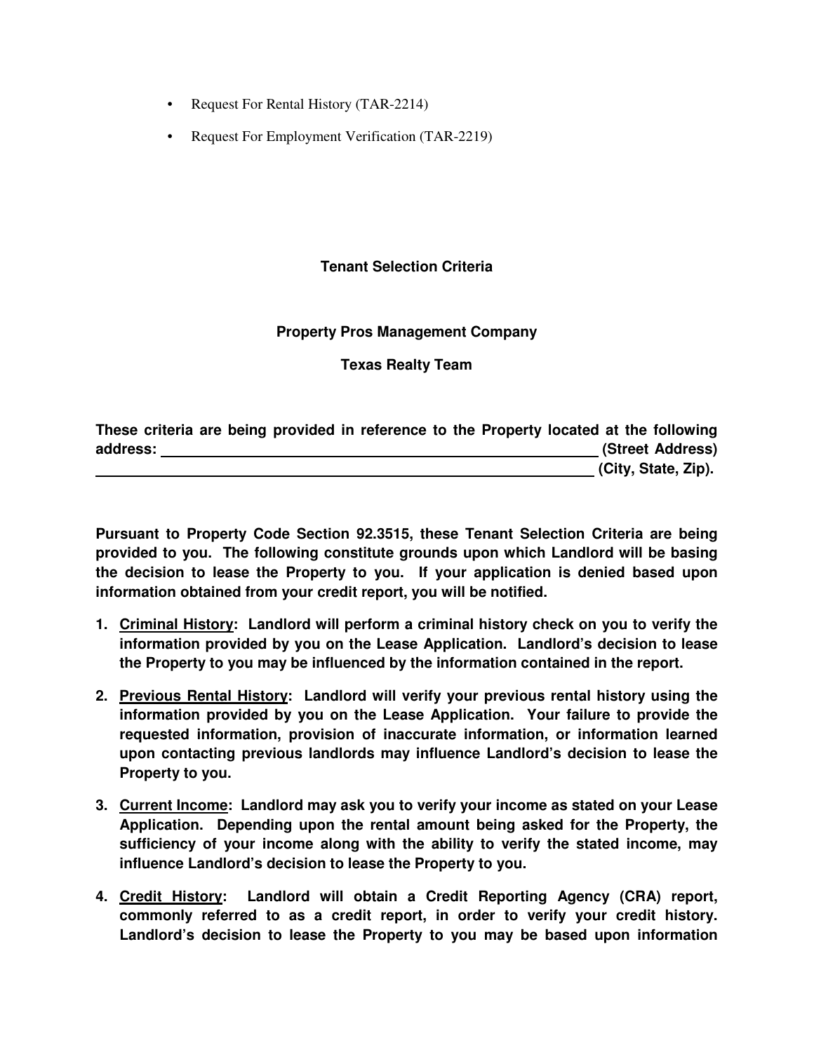- Request For Rental History (TAR-2214)
- Request For Employment Verification (TAR-2219)

**Tenant Selection Criteria**

**Property Pros Management Company**

**Texas Realty Team**

**These criteria are being provided in reference to the Property located at the following address: \_\_\_\_\_\_\_\_\_\_\_\_\_\_\_\_\_\_\_\_\_\_\_\_\_\_\_\_\_\_\_\_\_\_\_\_\_\_\_\_\_\_\_\_\_\_\_\_ (Street Address) \_\_\_\_\_\_\_\_\_\_\_\_\_\_\_\_\_\_\_\_\_\_\_\_\_\_\_\_\_\_\_\_\_\_\_\_\_\_\_\_\_\_\_\_\_\_\_\_\_\_\_\_\_\_\_\_ (City, State, Zip).**

**Pursuant to Property Code Section 92.3515, these Tenant Selection Criteria are being provided to you. The following constitute grounds upon which Landlord will be basing the decision to lease the Property to you. If your application is denied based upon information obtained from your credit report, you will be notified.**

1. **<u>Criminal History</u>: Landlord will perform a criminal history check on you to verify the information provided by you on the Lease Application. Landlord's decision to lease the Property to you may be influenced by the information contained in the report.**
2. **<u>Previous Rental History</u>: Landlord will verify your previous rental history using the information provided by you on the Lease Application. Your failure to provide the requested information, provision of inaccurate information, or information learned upon contacting previous landlords may influence Landlord's decision to lease the Property to you.**
3. **<u>Current Income</u>: Landlord may ask you to verify your income as stated on your Lease Application. Depending upon the rental amount being asked for the Property, the sufficiency of your income along with the ability to verify the stated income, may influence Landlord's decision to lease the Property to you.**
4. **<u>Credit History</u>: Landlord will obtain a Credit Reporting Agency (CRA) report, commonly referred to as a credit report, in order to verify your credit history. Landlord's decision to lease the Property to you may be based upon information**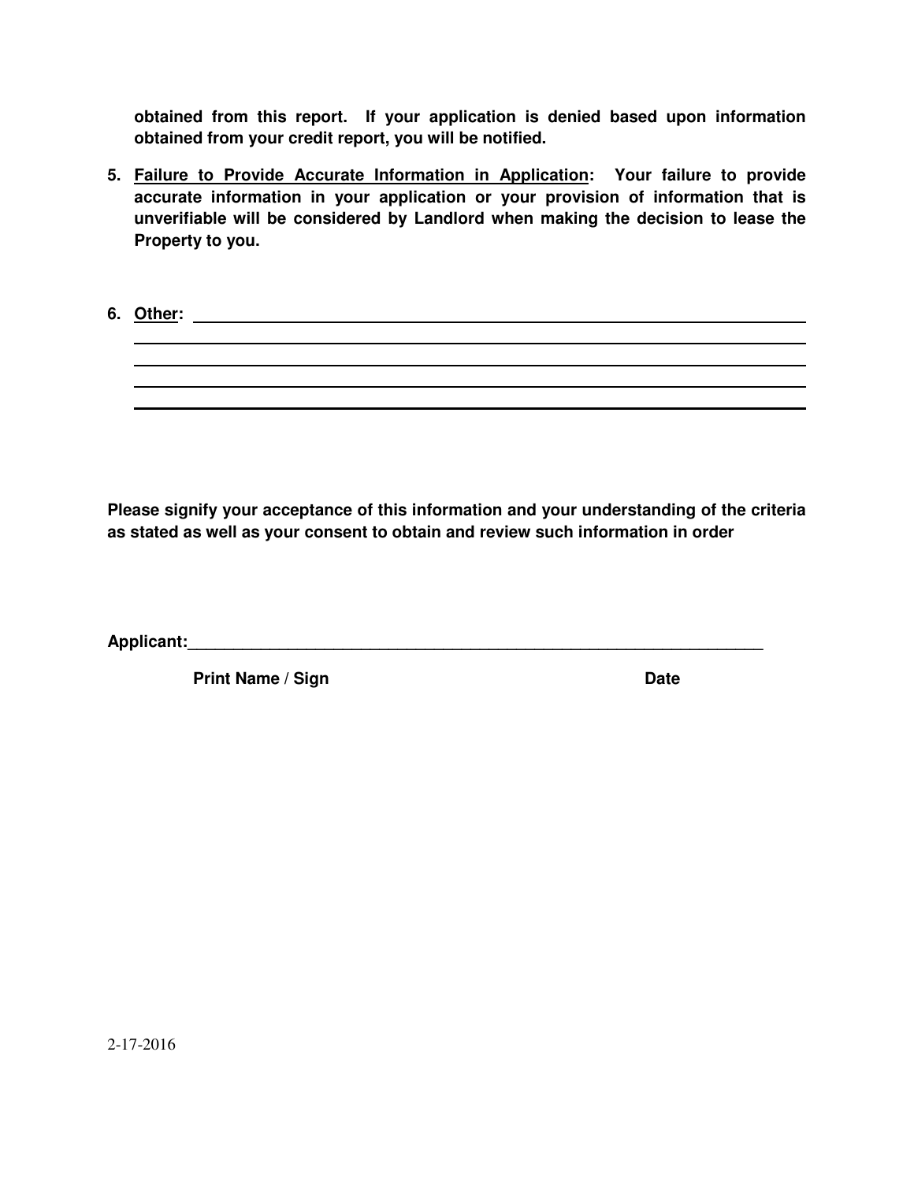**obtained from this report. If your application is denied based upon information obtained from your credit report, you will be notified.**

5. **<u>Failure to Provide Accurate Information in Application</u>: Your failure to provide accurate information in your application or your provision of information that is unverifiable will be considered by Landlord when making the decision to lease the Property to you.**

6. **<u>Other</u>:** ______________________________________________________________
______________________________________________________________
______________________________________________________________
______________________________________________________________
______________________________________________________________

**Please signify your acceptance of this information and your understanding of the criteria as stated as well as your consent to obtain and review such information in order**

**Applicant:**______________________________________________________________

**Print Name / Sign** **Date**

2-17-2016